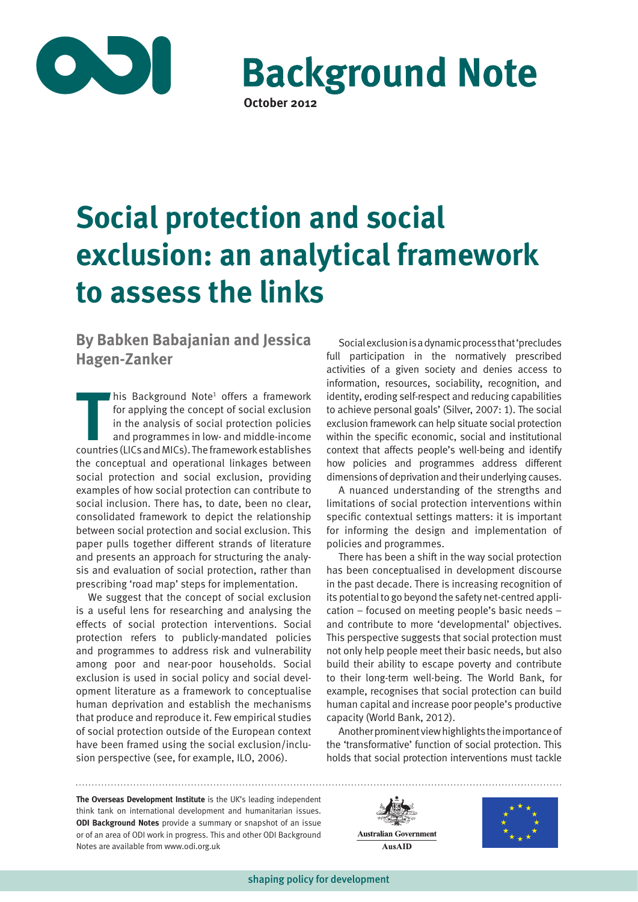# Background Note

October 2012

# Social protection and social exclusion: an analytical framework to assess the links

**By Babken Babajanian and Jessica Hagen-Zanker**

This Background Note[1] offers a framework for applying the concept of social exclusion in the analysis of social protection policies and programmes in low- and middle-income countries (LICs and MICs). The framework establishes the conceptual and operational linkages between social protection and social exclusion, providing examples of how social protection can contribute to social inclusion. There has, to date, been no clear, consolidated framework to depict the relationship between social protection and social exclusion. This paper pulls together different strands of literature and presents an approach for structuring the analysis and evaluation of social protection, rather than prescribing 'road map' steps for implementation.

We suggest that the concept of social exclusion is a useful lens for researching and analysing the effects of social protection interventions. Social protection refers to publicly-mandated policies and programmes to address risk and vulnerability among poor and near-poor households. Social exclusion is used in social policy and social development literature as a framework to conceptualise human deprivation and establish the mechanisms that produce and reproduce it. Few empirical studies of social protection outside of the European context have been framed using the social exclusion/inclusion perspective (see, for example, ILO, 2006).

Social exclusion is a dynamic process that 'precludes full participation in the normatively prescribed activities of a given society and denies access to information, resources, sociability, recognition, and identity, eroding self-respect and reducing capabilities to achieve personal goals' (Silver, 2007: 1). The social exclusion framework can help situate social protection within the specific economic, social and institutional context that affects people's well-being and identify how policies and programmes address different dimensions of deprivation and their underlying causes.

A nuanced understanding of the strengths and limitations of social protection interventions within specific contextual settings matters: it is important for informing the design and implementation of policies and programmes.

There has been a shift in the way social protection has been conceptualised in development discourse in the past decade. There is increasing recognition of its potential to go beyond the safety net-centred application – focused on meeting people's basic needs – and contribute to more 'developmental' objectives. This perspective suggests that social protection must not only help people meet their basic needs, but also build their ability to escape poverty and contribute to their long-term well-being. The World Bank, for example, recognises that social protection can build human capital and increase poor people's productive capacity (World Bank, 2012).

Another prominent view highlights the importance of the 'transformative' function of social protection. This holds that social protection interventions must tackle

**The Overseas Development Institute** is the UK's leading independent think tank on international development and humanitarian issues. **ODI Background Notes** provide a summary or snapshot of an issue or of an area of ODI work in progress. This and other ODI Background Notes are available from www.odi.org.uk

Australian Government AusAID

shaping policy for development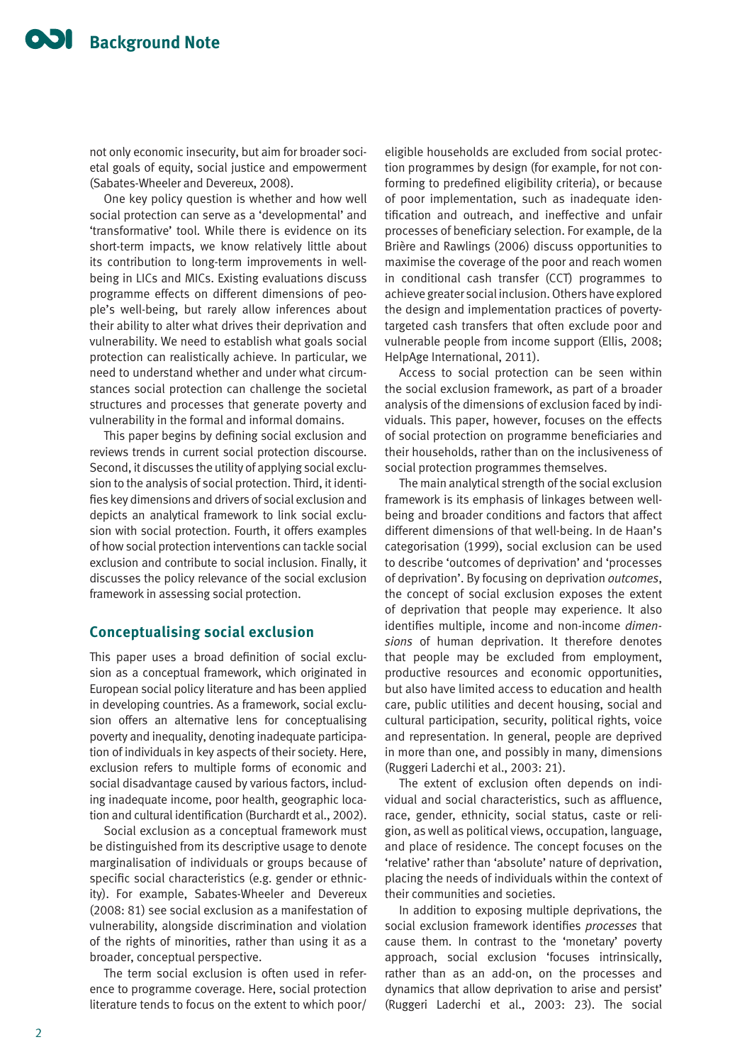not only economic insecurity, but aim for broader societal goals of equity, social justice and empowerment (Sabates-Wheeler and Devereux, 2008).

One key policy question is whether and how well social protection can serve as a 'developmental' and 'transformative' tool. While there is evidence on its short-term impacts, we know relatively little about its contribution to long-term improvements in well-being in LICs and MICs. Existing evaluations discuss programme effects on different dimensions of people's well-being, but rarely allow inferences about their ability to alter what drives their deprivation and vulnerability. We need to establish what goals social protection can realistically achieve. In particular, we need to understand whether and under what circumstances social protection can challenge the societal structures and processes that generate poverty and vulnerability in the formal and informal domains.

This paper begins by defining social exclusion and reviews trends in current social protection discourse. Second, it discusses the utility of applying social exclusion to the analysis of social protection. Third, it identifies key dimensions and drivers of social exclusion and depicts an analytical framework to link social exclusion with social protection. Fourth, it offers examples of how social protection interventions can tackle social exclusion and contribute to social inclusion. Finally, it discusses the policy relevance of the social exclusion framework in assessing social protection.

## Conceptualising social exclusion

This paper uses a broad definition of social exclusion as a conceptual framework, which originated in European social policy literature and has been applied in developing countries. As a framework, social exclusion offers an alternative lens for conceptualising poverty and inequality, denoting inadequate participation of individuals in key aspects of their society. Here, exclusion refers to multiple forms of economic and social disadvantage caused by various factors, including inadequate income, poor health, geographic location and cultural identification (Burchardt et al., 2002).

Social exclusion as a conceptual framework must be distinguished from its descriptive usage to denote marginalisation of individuals or groups because of specific social characteristics (e.g. gender or ethnicity). For example, Sabates-Wheeler and Devereux (2008: 81) see social exclusion as a manifestation of vulnerability, alongside discrimination and violation of the rights of minorities, rather than using it as a broader, conceptual perspective.

The term social exclusion is often used in reference to programme coverage. Here, social protection literature tends to focus on the extent to which poor/eligible households are excluded from social protection programmes by design (for example, for not conforming to predefined eligibility criteria), or because of poor implementation, such as inadequate identification and outreach, and ineffective and unfair processes of beneficiary selection. For example, de la Brière and Rawlings (2006) discuss opportunities to maximise the coverage of the poor and reach women in conditional cash transfer (CCT) programmes to achieve greater social inclusion. Others have explored the design and implementation practices of poverty-targeted cash transfers that often exclude poor and vulnerable people from income support (Ellis, 2008; HelpAge International, 2011).

Access to social protection can be seen within the social exclusion framework, as part of a broader analysis of the dimensions of exclusion faced by individuals. This paper, however, focuses on the effects of social protection on programme beneficiaries and their households, rather than on the inclusiveness of social protection programmes themselves.

The main analytical strength of the social exclusion framework is its emphasis of linkages between well-being and broader conditions and factors that affect different dimensions of that well-being. In de Haan's categorisation (1999), social exclusion can be used to describe 'outcomes of deprivation' and 'processes of deprivation'. By focusing on deprivation *outcomes*, the concept of social exclusion exposes the extent of deprivation that people may experience. It also identifies multiple, income and non-income *dimensions* of human deprivation. It therefore denotes that people may be excluded from employment, productive resources and economic opportunities, but also have limited access to education and health care, public utilities and decent housing, social and cultural participation, security, political rights, voice and representation. In general, people are deprived in more than one, and possibly in many, dimensions (Ruggeri Laderchi et al., 2003: 21).

The extent of exclusion often depends on individual and social characteristics, such as affluence, race, gender, ethnicity, social status, caste or religion, as well as political views, occupation, language, and place of residence. The concept focuses on the 'relative' rather than 'absolute' nature of deprivation, placing the needs of individuals within the context of their communities and societies.

In addition to exposing multiple deprivations, the social exclusion framework identifies *processes* that cause them. In contrast to the 'monetary' poverty approach, social exclusion 'focuses intrinsically, rather than as an add-on, on the processes and dynamics that allow deprivation to arise and persist' (Ruggeri Laderchi et al., 2003: 23). The social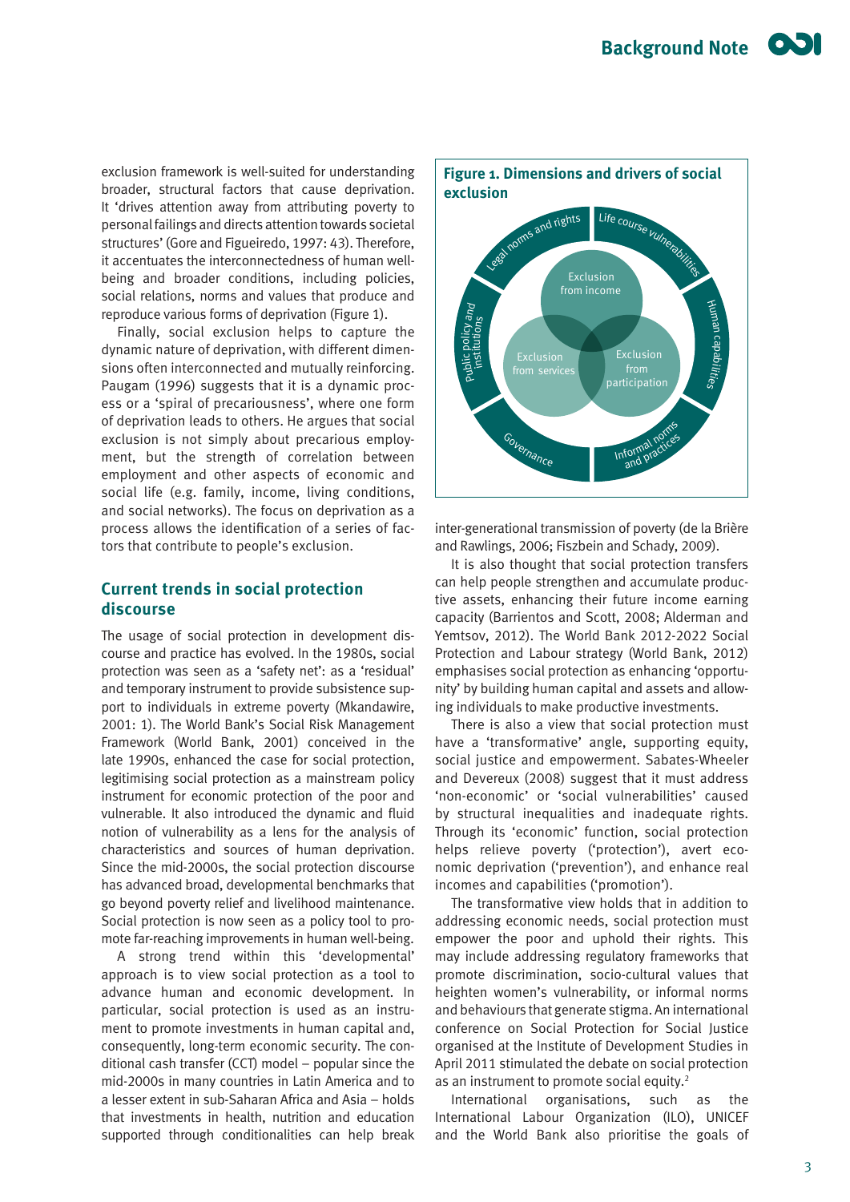exclusion framework is well-suited for understanding broader, structural factors that cause deprivation. It 'drives attention away from attributing poverty to personal failings and directs attention towards societal structures' (Gore and Figueiredo, 1997: 43). Therefore, it accentuates the interconnectedness of human well-being and broader conditions, including policies, social relations, norms and values that produce and reproduce various forms of deprivation (Figure 1).

Finally, social exclusion helps to capture the dynamic nature of deprivation, with different dimensions often interconnected and mutually reinforcing. Paugam (1996) suggests that it is a dynamic process or a 'spiral of precariousness', where one form of deprivation leads to others. He argues that social exclusion is not simply about precarious employment, but the strength of correlation between employment and other aspects of economic and social life (e.g. family, income, living conditions, and social networks). The focus on deprivation as a process allows the identification of a series of factors that contribute to people's exclusion.

**Figure 1. Dimensions and drivers of social exclusion**

Legal norms and rights; Life course vulnerabilities; Human capabilities; Informal norms and practices; Governance; Public policy and institutions

Exclusion from income; Exclusion from services; Exclusion from participation

## Current trends in social protection discourse

The usage of social protection in development discourse and practice has evolved. In the 1980s, social protection was seen as a 'safety net': as a 'residual' and temporary instrument to provide subsistence support to individuals in extreme poverty (Mkandawire, 2001: 1). The World Bank's Social Risk Management Framework (World Bank, 2001) conceived in the late 1990s, enhanced the case for social protection, legitimising social protection as a mainstream policy instrument for economic protection of the poor and vulnerable. It also introduced the dynamic and fluid notion of vulnerability as a lens for the analysis of characteristics and sources of human deprivation. Since the mid-2000s, the social protection discourse has advanced broad, developmental benchmarks that go beyond poverty relief and livelihood maintenance. Social protection is now seen as a policy tool to promote far-reaching improvements in human well-being.

A strong trend within this 'developmental' approach is to view social protection as a tool to advance human and economic development. In particular, social protection is used as an instrument to promote investments in human capital and, consequently, long-term economic security. The conditional cash transfer (CCT) model – popular since the mid-2000s in many countries in Latin America and to a lesser extent in sub-Saharan Africa and Asia – holds that investments in health, nutrition and education supported through conditionalities can help break inter-generational transmission of poverty (de la Brière and Rawlings, 2006; Fiszbein and Schady, 2009).

It is also thought that social protection transfers can help people strengthen and accumulate productive assets, enhancing their future income earning capacity (Barrientos and Scott, 2008; Alderman and Yemtsov, 2012). The World Bank 2012-2022 Social Protection and Labour strategy (World Bank, 2012) emphasises social protection as enhancing 'opportunity' by building human capital and assets and allowing individuals to make productive investments.

There is also a view that social protection must have a 'transformative' angle, supporting equity, social justice and empowerment. Sabates-Wheeler and Devereux (2008) suggest that it must address 'non-economic' or 'social vulnerabilities' caused by structural inequalities and inadequate rights. Through its 'economic' function, social protection helps relieve poverty ('protection'), avert economic deprivation ('prevention'), and enhance real incomes and capabilities ('promotion').

The transformative view holds that in addition to addressing economic needs, social protection must empower the poor and uphold their rights. This may include addressing regulatory frameworks that promote discrimination, socio-cultural values that heighten women's vulnerability, or informal norms and behaviours that generate stigma. An international conference on Social Protection for Social Justice organised at the Institute of Development Studies in April 2011 stimulated the debate on social protection as an instrument to promote social equity.[2]

International organisations, such as the International Labour Organization (ILO), UNICEF and the World Bank also prioritise the goals of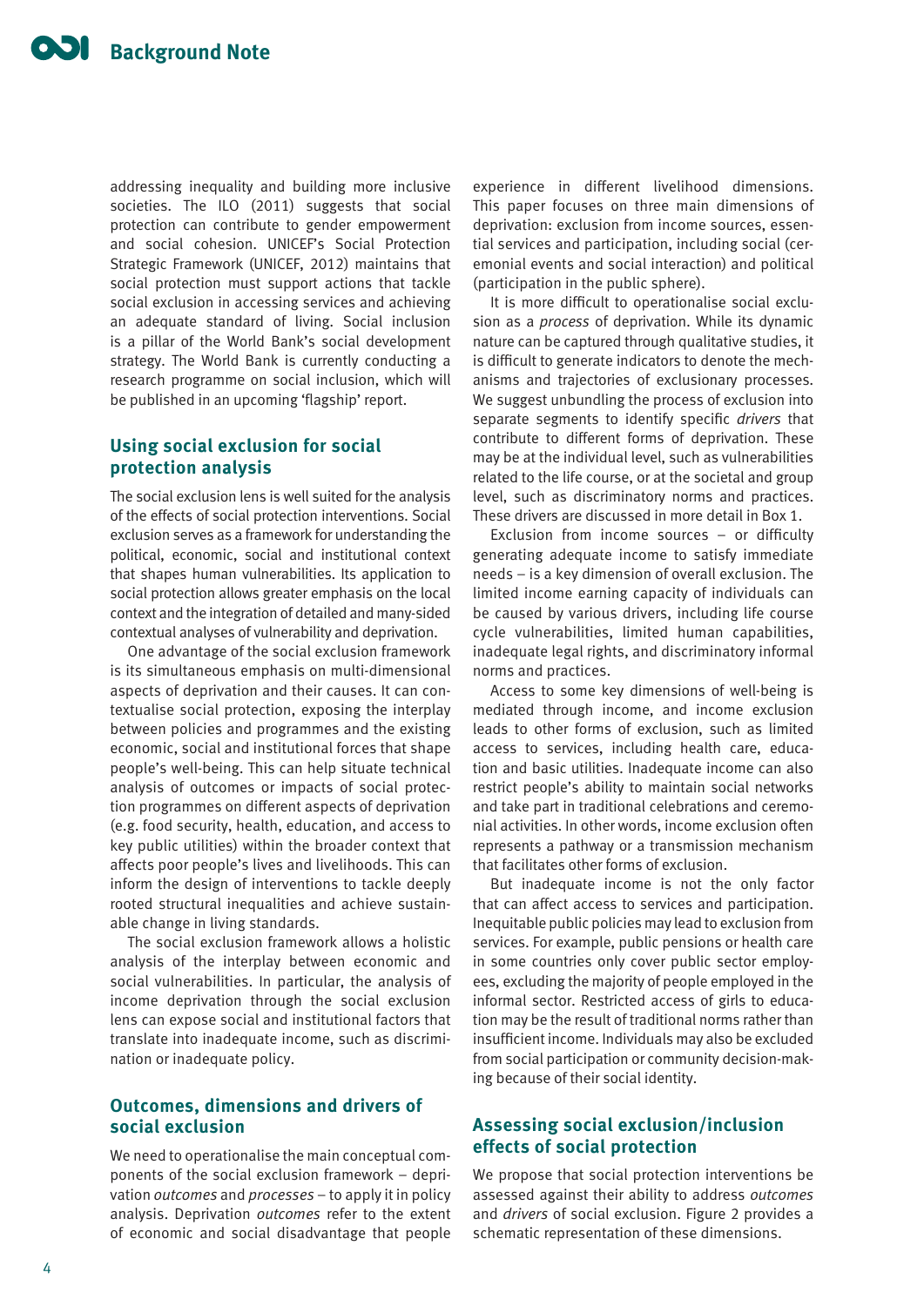addressing inequality and building more inclusive societies. The ILO (2011) suggests that social protection can contribute to gender empowerment and social cohesion. UNICEF's Social Protection Strategic Framework (UNICEF, 2012) maintains that social protection must support actions that tackle social exclusion in accessing services and achieving an adequate standard of living. Social inclusion is a pillar of the World Bank's social development strategy. The World Bank is currently conducting a research programme on social inclusion, which will be published in an upcoming 'flagship' report.

## Using social exclusion for social protection analysis

The social exclusion lens is well suited for the analysis of the effects of social protection interventions. Social exclusion serves as a framework for understanding the political, economic, social and institutional context that shapes human vulnerabilities. Its application to social protection allows greater emphasis on the local context and the integration of detailed and many-sided contextual analyses of vulnerability and deprivation.

One advantage of the social exclusion framework is its simultaneous emphasis on multi-dimensional aspects of deprivation and their causes. It can contextualise social protection, exposing the interplay between policies and programmes and the existing economic, social and institutional forces that shape people's well-being. This can help situate technical analysis of outcomes or impacts of social protection programmes on different aspects of deprivation (e.g. food security, health, education, and access to key public utilities) within the broader context that affects poor people's lives and livelihoods. This can inform the design of interventions to tackle deeply rooted structural inequalities and achieve sustainable change in living standards.

The social exclusion framework allows a holistic analysis of the interplay between economic and social vulnerabilities. In particular, the analysis of income deprivation through the social exclusion lens can expose social and institutional factors that translate into inadequate income, such as discrimination or inadequate policy.

## Outcomes, dimensions and drivers of social exclusion

We need to operationalise the main conceptual components of the social exclusion framework – deprivation *outcomes* and *processes* – to apply it in policy analysis. Deprivation *outcomes* refer to the extent of economic and social disadvantage that people experience in different livelihood dimensions. This paper focuses on three main dimensions of deprivation: exclusion from income sources, essential services and participation, including social (ceremonial events and social interaction) and political (participation in the public sphere).

It is more difficult to operationalise social exclusion as a *process* of deprivation. While its dynamic nature can be captured through qualitative studies, it is difficult to generate indicators to denote the mechanisms and trajectories of exclusionary processes. We suggest unbundling the process of exclusion into separate segments to identify specific *drivers* that contribute to different forms of deprivation. These may be at the individual level, such as vulnerabilities related to the life course, or at the societal and group level, such as discriminatory norms and practices. These drivers are discussed in more detail in Box 1.

Exclusion from income sources – or difficulty generating adequate income to satisfy immediate needs – is a key dimension of overall exclusion. The limited income earning capacity of individuals can be caused by various drivers, including life course cycle vulnerabilities, limited human capabilities, inadequate legal rights, and discriminatory informal norms and practices.

Access to some key dimensions of well-being is mediated through income, and income exclusion leads to other forms of exclusion, such as limited access to services, including health care, education and basic utilities. Inadequate income can also restrict people's ability to maintain social networks and take part in traditional celebrations and ceremonial activities. In other words, income exclusion often represents a pathway or a transmission mechanism that facilitates other forms of exclusion.

But inadequate income is not the only factor that can affect access to services and participation. Inequitable public policies may lead to exclusion from services. For example, public pensions or health care in some countries only cover public sector employees, excluding the majority of people employed in the informal sector. Restricted access of girls to education may be the result of traditional norms rather than insufficient income. Individuals may also be excluded from social participation or community decision-making because of their social identity.

## Assessing social exclusion/inclusion effects of social protection

We propose that social protection interventions be assessed against their ability to address *outcomes* and *drivers* of social exclusion. Figure 2 provides a schematic representation of these dimensions.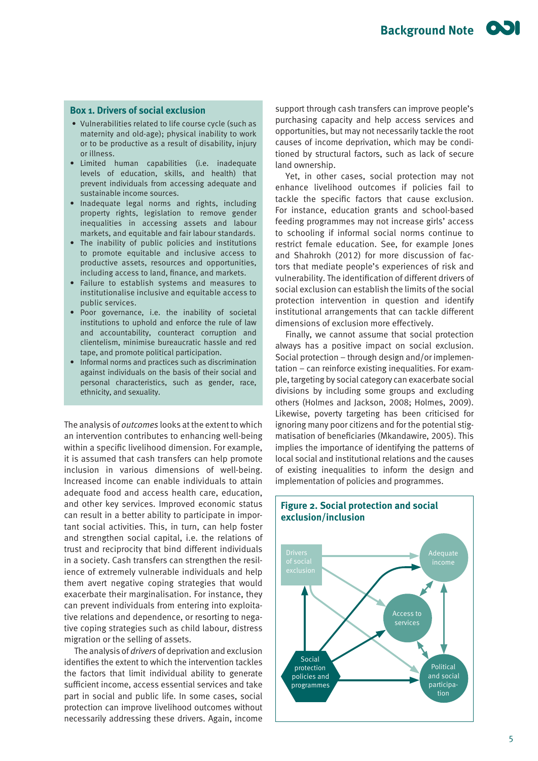### Box 1. Drivers of social exclusion

- Vulnerabilities related to life course cycle (such as maternity and old-age); physical inability to work or to be productive as a result of disability, injury or illness.
- Limited human capabilities (i.e. inadequate levels of education, skills, and health) that prevent individuals from accessing adequate and sustainable income sources.
- Inadequate legal norms and rights, including property rights, legislation to remove gender inequalities in accessing assets and labour markets, and equitable and fair labour standards.
- The inability of public policies and institutions to promote equitable and inclusive access to productive assets, resources and opportunities, including access to land, finance, and markets.
- Failure to establish systems and measures to institutionalise inclusive and equitable access to public services.
- Poor governance, i.e. the inability of societal institutions to uphold and enforce the rule of law and accountability, counteract corruption and clientelism, minimise bureaucratic hassle and red tape, and promote political participation.
- Informal norms and practices such as discrimination against individuals on the basis of their social and personal characteristics, such as gender, race, ethnicity, and sexuality.

The analysis of *outcomes* looks at the extent to which an intervention contributes to enhancing well-being within a specific livelihood dimension. For example, it is assumed that cash transfers can help promote inclusion in various dimensions of well-being. Increased income can enable individuals to attain adequate food and access health care, education, and other key services. Improved economic status can result in a better ability to participate in important social activities. This, in turn, can help foster and strengthen social capital, i.e. the relations of trust and reciprocity that bind different individuals in a society. Cash transfers can strengthen the resilience of extremely vulnerable individuals and help them avert negative coping strategies that would exacerbate their marginalisation. For instance, they can prevent individuals from entering into exploitative relations and dependence, or resorting to negative coping strategies such as child labour, distress migration or the selling of assets.

The analysis of *drivers* of deprivation and exclusion identifies the extent to which the intervention tackles the factors that limit individual ability to generate sufficient income, access essential services and take part in social and public life. In some cases, social protection can improve livelihood outcomes without necessarily addressing these drivers. Again, income support through cash transfers can improve people's purchasing capacity and help access services and opportunities, but may not necessarily tackle the root causes of income deprivation, which may be conditioned by structural factors, such as lack of secure land ownership.

Yet, in other cases, social protection may not enhance livelihood outcomes if policies fail to tackle the specific factors that cause exclusion. For instance, education grants and school-based feeding programmes may not increase girls' access to schooling if informal social norms continue to restrict female education. See, for example Jones and Shahrokh (2012) for more discussion of factors that mediate people's experiences of risk and vulnerability. The identification of different drivers of social exclusion can establish the limits of the social protection intervention in question and identify institutional arrangements that can tackle different dimensions of exclusion more effectively.

Finally, we cannot assume that social protection always has a positive impact on social exclusion. Social protection – through design and/or implementation – can reinforce existing inequalities. For example, targeting by social category can exacerbate social divisions by including some groups and excluding others (Holmes and Jackson, 2008; Holmes, 2009). Likewise, poverty targeting has been criticised for ignoring many poor citizens and for the potential stigmatisation of beneficiaries (Mkandawire, 2005). This implies the importance of identifying the patterns of local social and institutional relations and the causes of existing inequalities to inform the design and implementation of policies and programmes.

**Figure 2. Social protection and social exclusion/inclusion**

Drivers of social exclusion; Adequate income; Access to services; Political and social participation; Social protection policies and programmes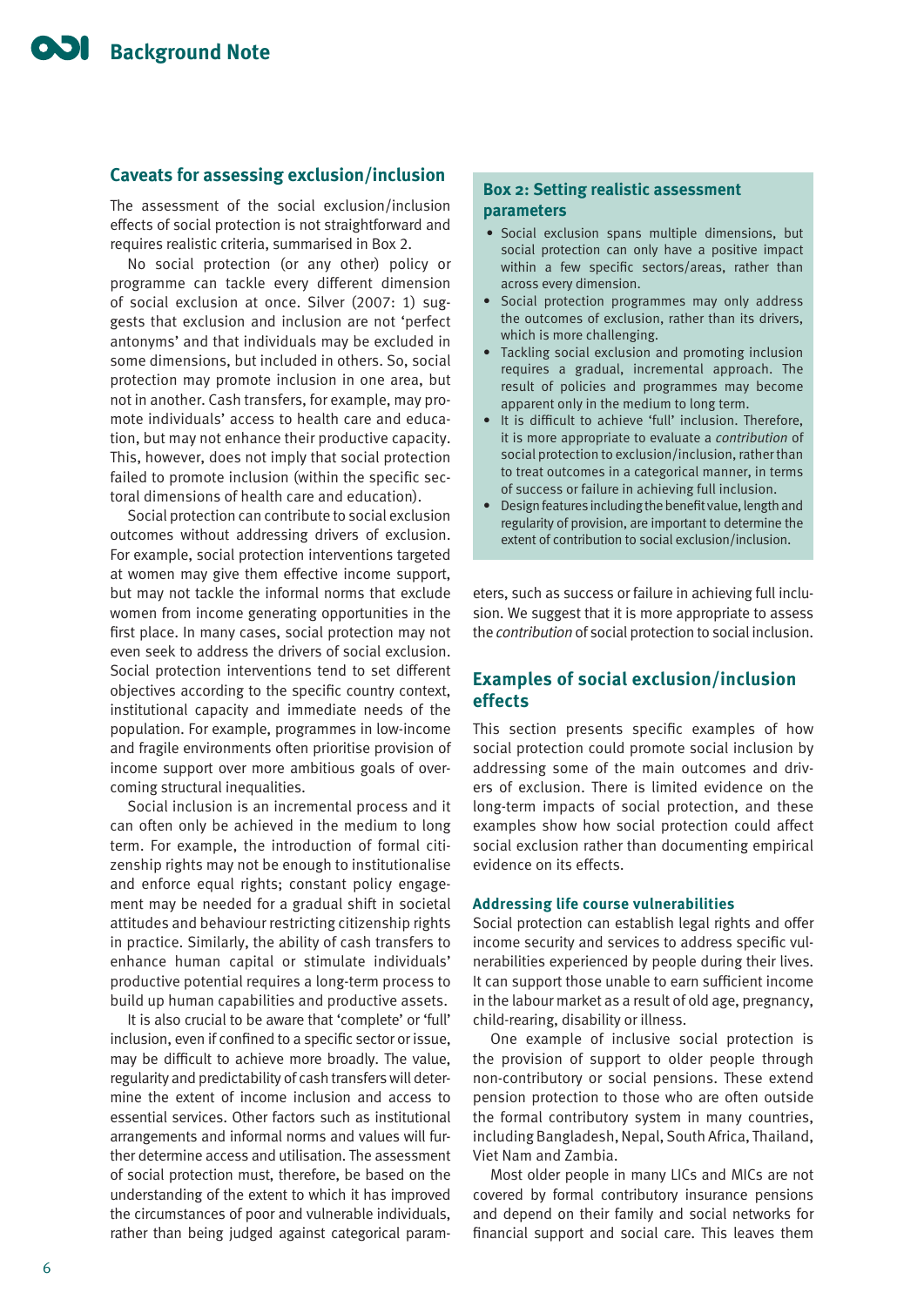## Caveats for assessing exclusion/inclusion

The assessment of the social exclusion/inclusion effects of social protection is not straightforward and requires realistic criteria, summarised in Box 2.

No social protection (or any other) policy or programme can tackle every different dimension of social exclusion at once. Silver (2007: 1) suggests that exclusion and inclusion are not 'perfect antonyms' and that individuals may be excluded in some dimensions, but included in others. So, social protection may promote inclusion in one area, but not in another. Cash transfers, for example, may promote individuals' access to health care and education, but may not enhance their productive capacity. This, however, does not imply that social protection failed to promote inclusion (within the specific sectoral dimensions of health care and education).

Social protection can contribute to social exclusion outcomes without addressing drivers of exclusion. For example, social protection interventions targeted at women may give them effective income support, but may not tackle the informal norms that exclude women from income generating opportunities in the first place. In many cases, social protection may not even seek to address the drivers of social exclusion. Social protection interventions tend to set different objectives according to the specific country context, institutional capacity and immediate needs of the population. For example, programmes in low-income and fragile environments often prioritise provision of income support over more ambitious goals of overcoming structural inequalities.

Social inclusion is an incremental process and it can often only be achieved in the medium to long term. For example, the introduction of formal citizenship rights may not be enough to institutionalise and enforce equal rights; constant policy engagement may be needed for a gradual shift in societal attitudes and behaviour restricting citizenship rights in practice. Similarly, the ability of cash transfers to enhance human capital or stimulate individuals' productive potential requires a long-term process to build up human capabilities and productive assets.

It is also crucial to be aware that 'complete' or 'full' inclusion, even if confined to a specific sector or issue, may be difficult to achieve more broadly. The value, regularity and predictability of cash transfers will determine the extent of income inclusion and access to essential services. Other factors such as institutional arrangements and informal norms and values will further determine access and utilisation. The assessment of social protection must, therefore, be based on the understanding of the extent to which it has improved the circumstances of poor and vulnerable individuals, rather than being judged against categorical parameters, such as success or failure in achieving full inclusion. We suggest that it is more appropriate to assess the *contribution* of social protection to social inclusion.

> **Box 2: Setting realistic assessment parameters**
>
> - Social exclusion spans multiple dimensions, but social protection can only have a positive impact within a few specific sectors/areas, rather than across every dimension.
> - Social protection programmes may only address the outcomes of exclusion, rather than its drivers, which is more challenging.
> - Tackling social exclusion and promoting inclusion requires a gradual, incremental approach. The result of policies and programmes may become apparent only in the medium to long term.
> - It is difficult to achieve 'full' inclusion. Therefore, it is more appropriate to evaluate a *contribution* of social protection to exclusion/inclusion, rather than to treat outcomes in a categorical manner, in terms of success or failure in achieving full inclusion.
> - Design features including the benefit value, length and regularity of provision, are important to determine the extent of contribution to social exclusion/inclusion.

## Examples of social exclusion/inclusion effects

This section presents specific examples of how social protection could promote social inclusion by addressing some of the main outcomes and drivers of exclusion. There is limited evidence on the long-term impacts of social protection, and these examples show how social protection could affect social exclusion rather than documenting empirical evidence on its effects.

### Addressing life course vulnerabilities

Social protection can establish legal rights and offer income security and services to address specific vulnerabilities experienced by people during their lives. It can support those unable to earn sufficient income in the labour market as a result of old age, pregnancy, child-rearing, disability or illness.

One example of inclusive social protection is the provision of support to older people through non-contributory or social pensions. These extend pension protection to those who are often outside the formal contributory system in many countries, including Bangladesh, Nepal, South Africa, Thailand, Viet Nam and Zambia.

Most older people in many LICs and MICs are not covered by formal contributory insurance pensions and depend on their family and social networks for financial support and social care. This leaves them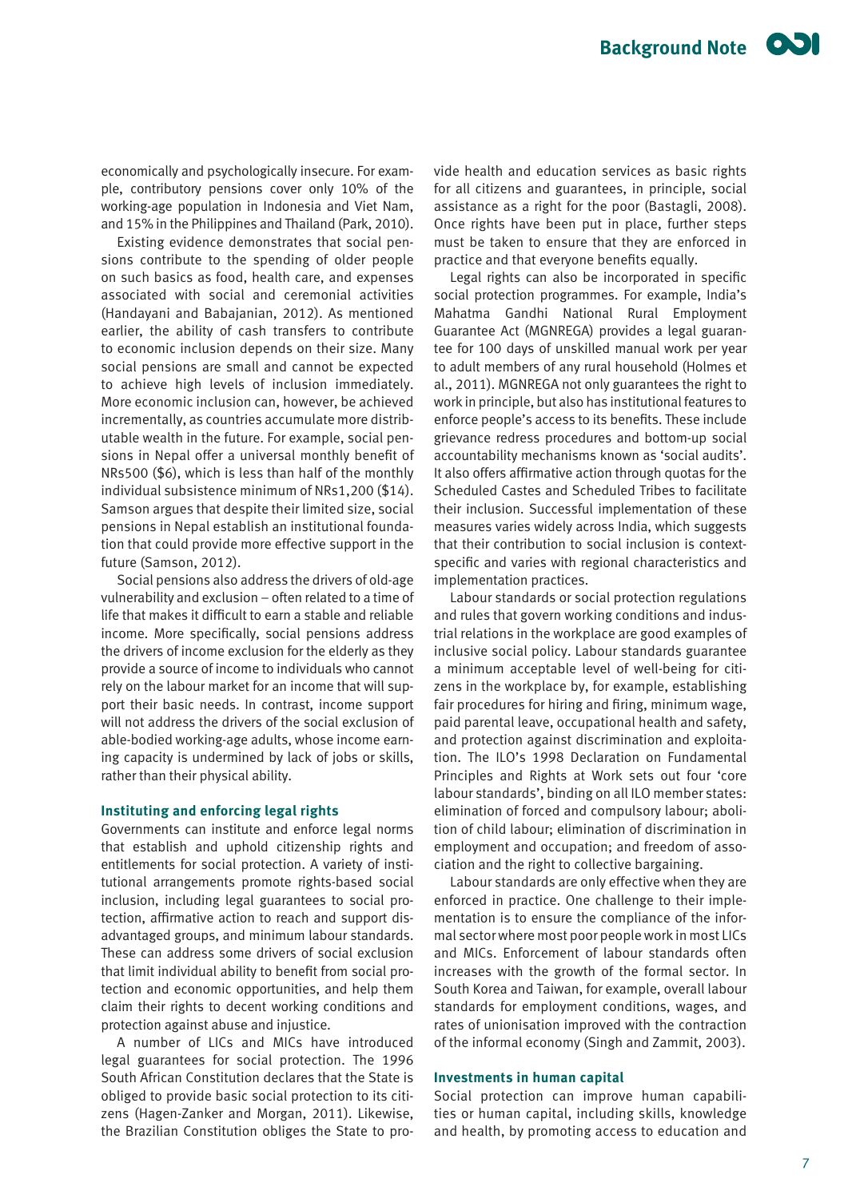economically and psychologically insecure. For example, contributory pensions cover only 10% of the working-age population in Indonesia and Viet Nam, and 15% in the Philippines and Thailand (Park, 2010).

Existing evidence demonstrates that social pensions contribute to the spending of older people on such basics as food, health care, and expenses associated with social and ceremonial activities (Handayani and Babajanian, 2012). As mentioned earlier, the ability of cash transfers to contribute to economic inclusion depends on their size. Many social pensions are small and cannot be expected to achieve high levels of inclusion immediately. More economic inclusion can, however, be achieved incrementally, as countries accumulate more distributable wealth in the future. For example, social pensions in Nepal offer a universal monthly benefit of NRs500 ($6), which is less than half of the monthly individual subsistence minimum of NRs1,200 ($14). Samson argues that despite their limited size, social pensions in Nepal establish an institutional foundation that could provide more effective support in the future (Samson, 2012).

Social pensions also address the drivers of old-age vulnerability and exclusion – often related to a time of life that makes it difficult to earn a stable and reliable income. More specifically, social pensions address the drivers of income exclusion for the elderly as they provide a source of income to individuals who cannot rely on the labour market for an income that will support their basic needs. In contrast, income support will not address the drivers of the social exclusion of able-bodied working-age adults, whose income earning capacity is undermined by lack of jobs or skills, rather than their physical ability.

### Instituting and enforcing legal rights

Governments can institute and enforce legal norms that establish and uphold citizenship rights and entitlements for social protection. A variety of institutional arrangements promote rights-based social inclusion, including legal guarantees to social protection, affirmative action to reach and support disadvantaged groups, and minimum labour standards. These can address some drivers of social exclusion that limit individual ability to benefit from social protection and economic opportunities, and help them claim their rights to decent working conditions and protection against abuse and injustice.

A number of LICs and MICs have introduced legal guarantees for social protection. The 1996 South African Constitution declares that the State is obliged to provide basic social protection to its citizens (Hagen-Zanker and Morgan, 2011). Likewise, the Brazilian Constitution obliges the State to provide health and education services as basic rights for all citizens and guarantees, in principle, social assistance as a right for the poor (Bastagli, 2008). Once rights have been put in place, further steps must be taken to ensure that they are enforced in practice and that everyone benefits equally.

Legal rights can also be incorporated in specific social protection programmes. For example, India's Mahatma Gandhi National Rural Employment Guarantee Act (MGNREGA) provides a legal guarantee for 100 days of unskilled manual work per year to adult members of any rural household (Holmes et al., 2011). MGNREGA not only guarantees the right to work in principle, but also has institutional features to enforce people's access to its benefits. These include grievance redress procedures and bottom-up social accountability mechanisms known as 'social audits'. It also offers affirmative action through quotas for the Scheduled Castes and Scheduled Tribes to facilitate their inclusion. Successful implementation of these measures varies widely across India, which suggests that their contribution to social inclusion is context-specific and varies with regional characteristics and implementation practices.

Labour standards or social protection regulations and rules that govern working conditions and industrial relations in the workplace are good examples of inclusive social policy. Labour standards guarantee a minimum acceptable level of well-being for citizens in the workplace by, for example, establishing fair procedures for hiring and firing, minimum wage, paid parental leave, occupational health and safety, and protection against discrimination and exploitation. The ILO's 1998 Declaration on Fundamental Principles and Rights at Work sets out four 'core labour standards', binding on all ILO member states: elimination of forced and compulsory labour; abolition of child labour; elimination of discrimination in employment and occupation; and freedom of association and the right to collective bargaining.

Labour standards are only effective when they are enforced in practice. One challenge to their implementation is to ensure the compliance of the informal sector where most poor people work in most LICs and MICs. Enforcement of labour standards often increases with the growth of the formal sector. In South Korea and Taiwan, for example, overall labour standards for employment conditions, wages, and rates of unionisation improved with the contraction of the informal economy (Singh and Zammit, 2003).

### Investments in human capital

Social protection can improve human capabilities or human capital, including skills, knowledge and health, by promoting access to education and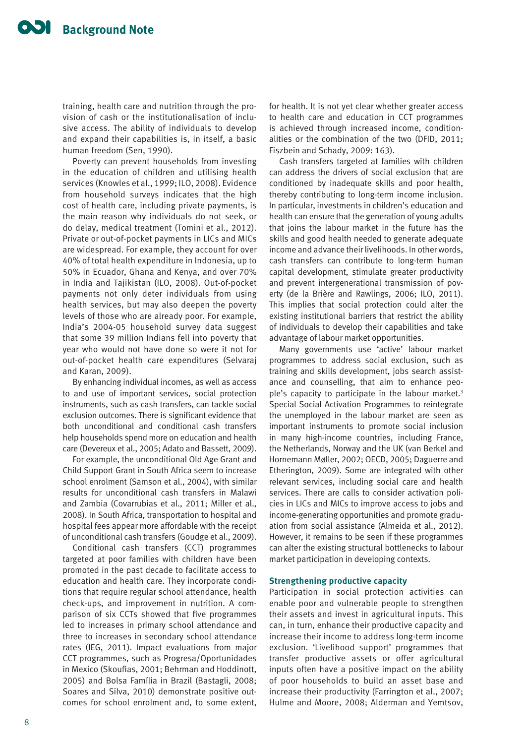training, health care and nutrition through the provision of cash or the institutionalisation of inclusive access. The ability of individuals to develop and expand their capabilities is, in itself, a basic human freedom (Sen, 1990).

Poverty can prevent households from investing in the education of children and utilising health services (Knowles et al., 1999; ILO, 2008). Evidence from household surveys indicates that the high cost of health care, including private payments, is the main reason why individuals do not seek, or do delay, medical treatment (Tomini et al., 2012). Private or out-of-pocket payments in LICs and MICs are widespread. For example, they account for over 40% of total health expenditure in Indonesia, up to 50% in Ecuador, Ghana and Kenya, and over 70% in India and Tajikistan (ILO, 2008). Out-of-pocket payments not only deter individuals from using health services, but may also deepen the poverty levels of those who are already poor. For example, India's 2004-05 household survey data suggest that some 39 million Indians fell into poverty that year who would not have done so were it not for out-of-pocket health care expenditures (Selvaraj and Karan, 2009).

By enhancing individual incomes, as well as access to and use of important services, social protection instruments, such as cash transfers, can tackle social exclusion outcomes. There is significant evidence that both unconditional and conditional cash transfers help households spend more on education and health care (Devereux et al., 2005; Adato and Bassett, 2009).

For example, the unconditional Old Age Grant and Child Support Grant in South Africa seem to increase school enrolment (Samson et al., 2004), with similar results for unconditional cash transfers in Malawi and Zambia (Covarrubias et al., 2011; Miller et al., 2008). In South Africa, transportation to hospital and hospital fees appear more affordable with the receipt of unconditional cash transfers (Goudge et al., 2009).

Conditional cash transfers (CCT) programmes targeted at poor families with children have been promoted in the past decade to facilitate access to education and health care. They incorporate conditions that require regular school attendance, health check-ups, and improvement in nutrition. A comparison of six CCTs showed that five programmes led to increases in primary school attendance and three to increases in secondary school attendance rates (IEG, 2011). Impact evaluations from major CCT programmes, such as Progresa/Oportunidades in Mexico (Skoufias, 2001; Behrman and Hoddinott, 2005) and Bolsa Família in Brazil (Bastagli, 2008; Soares and Silva, 2010) demonstrate positive outcomes for school enrolment and, to some extent, for health. It is not yet clear whether greater access to health care and education in CCT programmes is achieved through increased income, conditionalities or the combination of the two (DFID, 2011; Fiszbein and Schady, 2009: 163).

Cash transfers targeted at families with children can address the drivers of social exclusion that are conditioned by inadequate skills and poor health, thereby contributing to long-term income inclusion. In particular, investments in children's education and health can ensure that the generation of young adults that joins the labour market in the future has the skills and good health needed to generate adequate income and advance their livelihoods. In other words, cash transfers can contribute to long-term human capital development, stimulate greater productivity and prevent intergenerational transmission of poverty (de la Brière and Rawlings, 2006; ILO, 2011). This implies that social protection could alter the existing institutional barriers that restrict the ability of individuals to develop their capabilities and take advantage of labour market opportunities.

Many governments use 'active' labour market programmes to address social exclusion, such as training and skills development, jobs search assistance and counselling, that aim to enhance people's capacity to participate in the labour market.[3] Special Social Activation Programmes to reintegrate the unemployed in the labour market are seen as important instruments to promote social inclusion in many high-income countries, including France, the Netherlands, Norway and the UK (van Berkel and Hornemann Møller, 2002; OECD, 2005; Daguerre and Etherington, 2009). Some are integrated with other relevant services, including social care and health services. There are calls to consider activation policies in LICs and MICs to improve access to jobs and income-generating opportunities and promote graduation from social assistance (Almeida et al., 2012). However, it remains to be seen if these programmes can alter the existing structural bottlenecks to labour market participation in developing contexts.

### Strengthening productive capacity

Participation in social protection activities can enable poor and vulnerable people to strengthen their assets and invest in agricultural inputs. This can, in turn, enhance their productive capacity and increase their income to address long-term income exclusion. 'Livelihood support' programmes that transfer productive assets or offer agricultural inputs often have a positive impact on the ability of poor households to build an asset base and increase their productivity (Farrington et al., 2007; Hulme and Moore, 2008; Alderman and Yemtsov,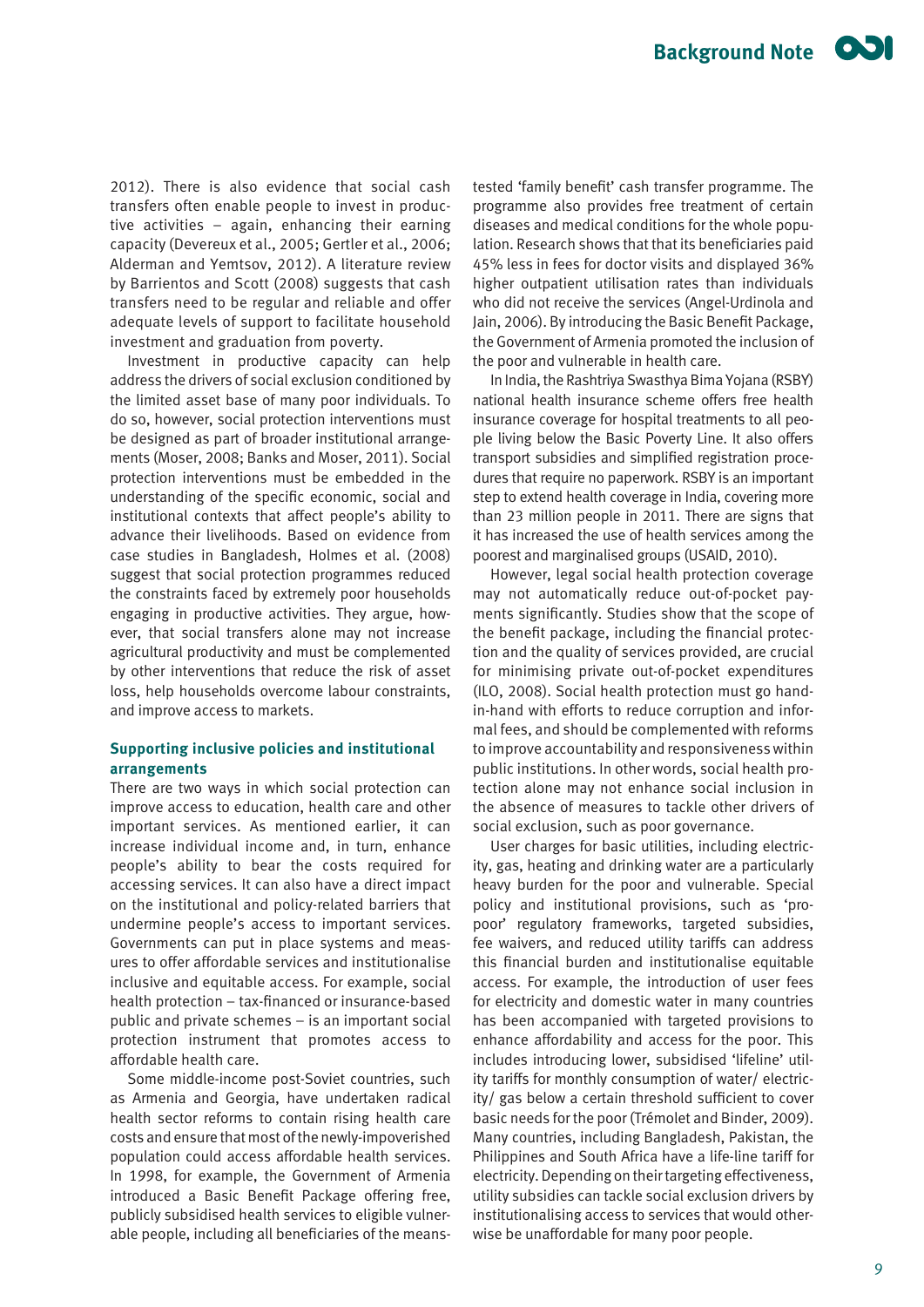2012). There is also evidence that social cash transfers often enable people to invest in productive activities – again, enhancing their earning capacity (Devereux et al., 2005; Gertler et al., 2006; Alderman and Yemtsov, 2012). A literature review by Barrientos and Scott (2008) suggests that cash transfers need to be regular and reliable and offer adequate levels of support to facilitate household investment and graduation from poverty.

Investment in productive capacity can help address the drivers of social exclusion conditioned by the limited asset base of many poor individuals. To do so, however, social protection interventions must be designed as part of broader institutional arrangements (Moser, 2008; Banks and Moser, 2011). Social protection interventions must be embedded in the understanding of the specific economic, social and institutional contexts that affect people's ability to advance their livelihoods. Based on evidence from case studies in Bangladesh, Holmes et al. (2008) suggest that social protection programmes reduced the constraints faced by extremely poor households engaging in productive activities. They argue, however, that social transfers alone may not increase agricultural productivity and must be complemented by other interventions that reduce the risk of asset loss, help households overcome labour constraints, and improve access to markets.

### Supporting inclusive policies and institutional arrangements

There are two ways in which social protection can improve access to education, health care and other important services. As mentioned earlier, it can increase individual income and, in turn, enhance people's ability to bear the costs required for accessing services. It can also have a direct impact on the institutional and policy-related barriers that undermine people's access to important services. Governments can put in place systems and measures to offer affordable services and institutionalise inclusive and equitable access. For example, social health protection – tax-financed or insurance-based public and private schemes – is an important social protection instrument that promotes access to affordable health care.

Some middle-income post-Soviet countries, such as Armenia and Georgia, have undertaken radical health sector reforms to contain rising health care costs and ensure that most of the newly-impoverished population could access affordable health services. In 1998, for example, the Government of Armenia introduced a Basic Benefit Package offering free, publicly subsidised health services to eligible vulnerable people, including all beneficiaries of the means-tested 'family benefit' cash transfer programme. The programme also provides free treatment of certain diseases and medical conditions for the whole population. Research shows that that its beneficiaries paid 45% less in fees for doctor visits and displayed 36% higher outpatient utilisation rates than individuals who did not receive the services (Angel-Urdinola and Jain, 2006). By introducing the Basic Benefit Package, the Government of Armenia promoted the inclusion of the poor and vulnerable in health care.

In India, the Rashtriya Swasthya Bima Yojana (RSBY) national health insurance scheme offers free health insurance coverage for hospital treatments to all people living below the Basic Poverty Line. It also offers transport subsidies and simplified registration procedures that require no paperwork. RSBY is an important step to extend health coverage in India, covering more than 23 million people in 2011. There are signs that it has increased the use of health services among the poorest and marginalised groups (USAID, 2010).

However, legal social health protection coverage may not automatically reduce out-of-pocket payments significantly. Studies show that the scope of the benefit package, including the financial protection and the quality of services provided, are crucial for minimising private out-of-pocket expenditures (ILO, 2008). Social health protection must go hand-in-hand with efforts to reduce corruption and informal fees, and should be complemented with reforms to improve accountability and responsiveness within public institutions. In other words, social health protection alone may not enhance social inclusion in the absence of measures to tackle other drivers of social exclusion, such as poor governance.

User charges for basic utilities, including electricity, gas, heating and drinking water are a particularly heavy burden for the poor and vulnerable. Special policy and institutional provisions, such as 'pro-poor' regulatory frameworks, targeted subsidies, fee waivers, and reduced utility tariffs can address this financial burden and institutionalise equitable access. For example, the introduction of user fees for electricity and domestic water in many countries has been accompanied with targeted provisions to enhance affordability and access for the poor. This includes introducing lower, subsidised 'lifeline' utility tariffs for monthly consumption of water/ electricity/ gas below a certain threshold sufficient to cover basic needs for the poor (Trémolet and Binder, 2009). Many countries, including Bangladesh, Pakistan, the Philippines and South Africa have a life-line tariff for electricity. Depending on their targeting effectiveness, utility subsidies can tackle social exclusion drivers by institutionalising access to services that would otherwise be unaffordable for many poor people.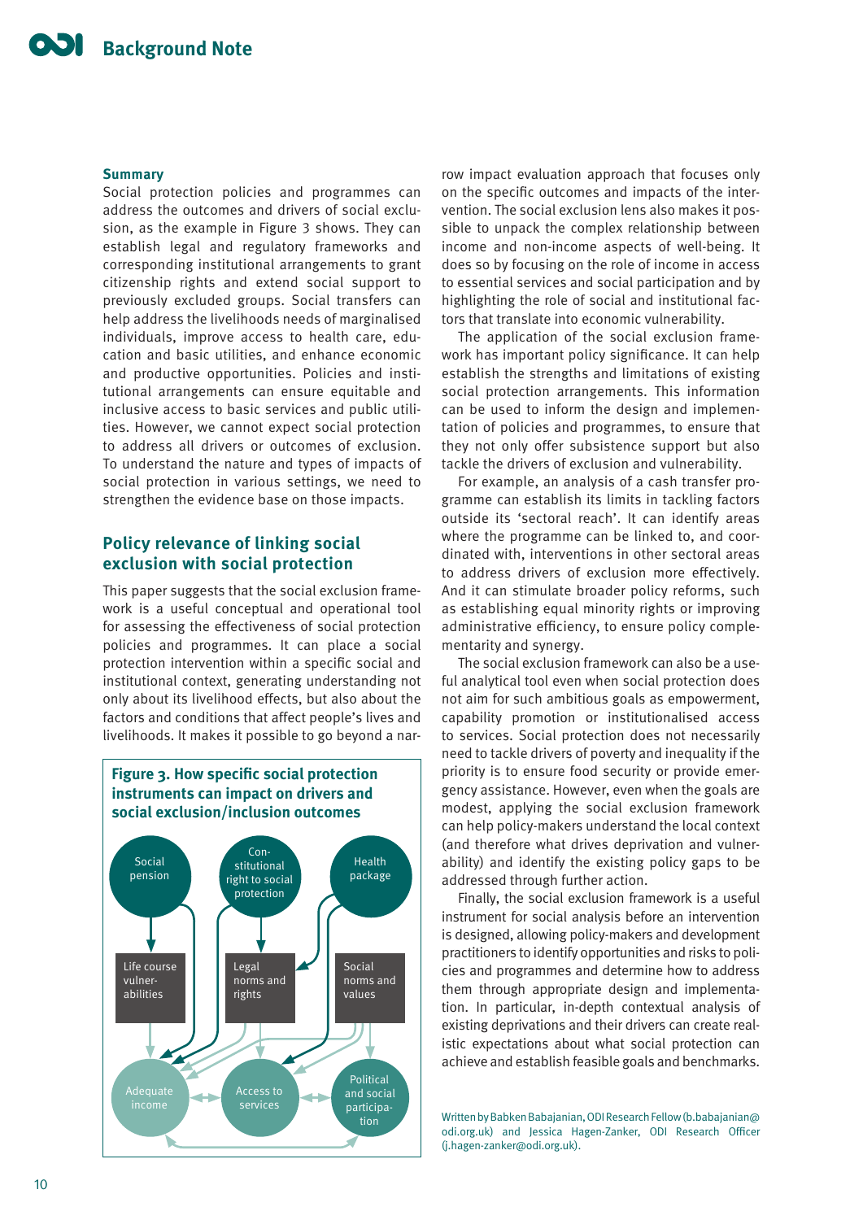## Summary

Social protection policies and programmes can address the outcomes and drivers of social exclusion, as the example in Figure 3 shows. They can establish legal and regulatory frameworks and corresponding institutional arrangements to grant citizenship rights and extend social support to previously excluded groups. Social transfers can help address the livelihoods needs of marginalised individuals, improve access to health care, education and basic utilities, and enhance economic and productive opportunities. Policies and institutional arrangements can ensure equitable and inclusive access to basic services and public utilities. However, we cannot expect social protection to address all drivers or outcomes of exclusion. To understand the nature and types of impacts of social protection in various settings, we need to strengthen the evidence base on those impacts.

## Policy relevance of linking social exclusion with social protection

This paper suggests that the social exclusion framework is a useful conceptual and operational tool for assessing the effectiveness of social protection policies and programmes. It can place a social protection intervention within a specific social and institutional context, generating understanding not only about its livelihood effects, but also about the factors and conditions that affect people's lives and livelihoods. It makes it possible to go beyond a narrow impact evaluation approach that focuses only on the specific outcomes and impacts of the intervention. The social exclusion lens also makes it possible to unpack the complex relationship between income and non-income aspects of well-being. It does so by focusing on the role of income in access to essential services and social participation and by highlighting the role of social and institutional factors that translate into economic vulnerability.

**Figure 3. How specific social protection instruments can impact on drivers and social exclusion/inclusion outcomes**

Social pension · Constitutional right to social protection · Health package

Life course vulnerabilities · Legal norms and rights · Social norms and values

Adequate income · Access to services · Political and social participation

The application of the social exclusion framework has important policy significance. It can help establish the strengths and limitations of existing social protection arrangements. This information can be used to inform the design and implementation of policies and programmes, to ensure that they not only offer subsistence support but also tackle the drivers of exclusion and vulnerability.

For example, an analysis of a cash transfer programme can establish its limits in tackling factors outside its 'sectoral reach'. It can identify areas where the programme can be linked to, and coordinated with, interventions in other sectoral areas to address drivers of exclusion more effectively. And it can stimulate broader policy reforms, such as establishing equal minority rights or improving administrative efficiency, to ensure policy complementarity and synergy.

The social exclusion framework can also be a useful analytical tool even when social protection does not aim for such ambitious goals as empowerment, capability promotion or institutionalised access to services. Social protection does not necessarily need to tackle drivers of poverty and inequality if the priority is to ensure food security or provide emergency assistance. However, even when the goals are modest, applying the social exclusion framework can help policy-makers understand the local context (and therefore what drives deprivation and vulnerability) and identify the existing policy gaps to be addressed through further action.

Finally, the social exclusion framework is a useful instrument for social analysis before an intervention is designed, allowing policy-makers and development practitioners to identify opportunities and risks to policies and programmes and determine how to address them through appropriate design and implementation. In particular, in-depth contextual analysis of existing deprivations and their drivers can create realistic expectations about what social protection can achieve and establish feasible goals and benchmarks.

Written by Babken Babajanian, ODI Research Fellow (b.babajanian@odi.org.uk) and Jessica Hagen-Zanker, ODI Research Officer (j.hagen-zanker@odi.org.uk).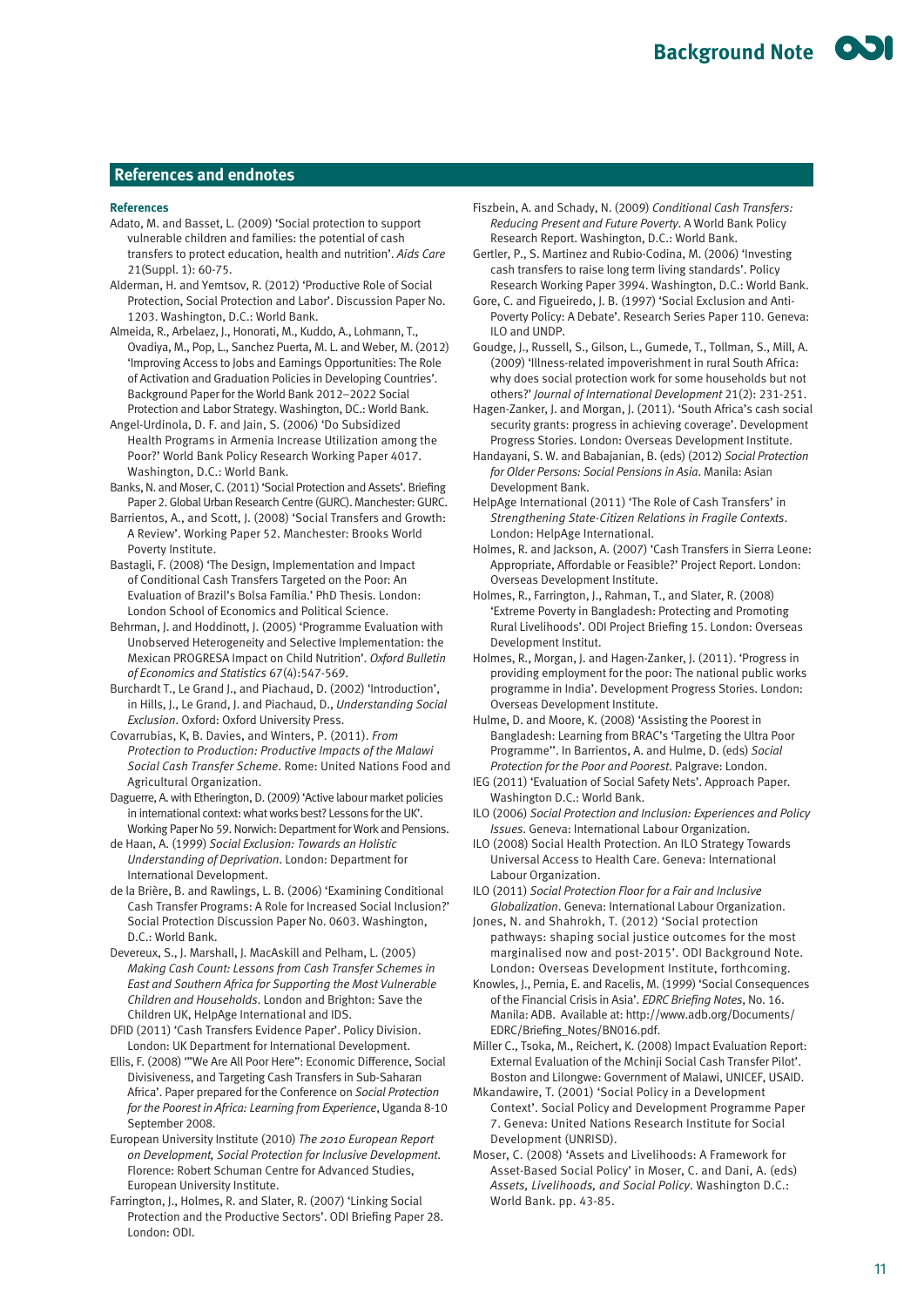## References and endnotes

### References

Adato, M. and Basset, L. (2009) 'Social protection to support vulnerable children and families: the potential of cash transfers to protect education, health and nutrition'. *Aids Care* 21(Suppl. 1): 60-75.

Alderman, H. and Yemtsov, R. (2012) 'Productive Role of Social Protection, Social Protection and Labor'. Discussion Paper No. 1203. Washington, D.C.: World Bank.

Almeida, R., Arbelaez, J., Honorati, M., Kuddo, A., Lohmann, T., Ovadiya, M., Pop, L., Sanchez Puerta, M. L. and Weber, M. (2012) 'Improving Access to Jobs and Earnings Opportunities: The Role of Activation and Graduation Policies in Developing Countries'. Background Paper for the World Bank 2012–2022 Social Protection and Labor Strategy. Washington, DC.: World Bank.

Angel-Urdinola, D. F. and Jain, S. (2006) 'Do Subsidized Health Programs in Armenia Increase Utilization among the Poor?' World Bank Policy Research Working Paper 4017. Washington, D.C.: World Bank.

Banks, N. and Moser, C. (2011) 'Social Protection and Assets'. Briefing Paper 2. Global Urban Research Centre (GURC). Manchester: GURC.

Barrientos, A., and Scott, J. (2008) 'Social Transfers and Growth: A Review'. Working Paper 52. Manchester: Brooks World Poverty Institute.

Bastagli, F. (2008) 'The Design, Implementation and Impact of Conditional Cash Transfers Targeted on the Poor: An Evaluation of Brazil's Bolsa Família.' PhD Thesis. London: London School of Economics and Political Science.

Behrman, J. and Hoddinott, J. (2005) 'Programme Evaluation with Unobserved Heterogeneity and Selective Implementation: the Mexican PROGRESA Impact on Child Nutrition'. *Oxford Bulletin of Economics and Statistics* 67(4):547-569.

Burchardt T., Le Grand J., and Piachaud, D. (2002) 'Introduction', in Hills, J., Le Grand, J. and Piachaud, D., *Understanding Social Exclusion*. Oxford: Oxford University Press.

Covarrubias, K, B. Davies, and Winters, P. (2011). *From Protection to Production: Productive Impacts of the Malawi Social Cash Transfer Scheme*. Rome: United Nations Food and Agricultural Organization.

Daguerre, A. with Etherington, D. (2009) 'Active labour market policies in international context: what works best? Lessons for the UK'. Working Paper No 59. Norwich: Department for Work and Pensions.

de Haan, A. (1999) *Social Exclusion: Towards an Holistic Understanding of Deprivation*. London: Department for International Development.

de la Brière, B. and Rawlings, L. B. (2006) 'Examining Conditional Cash Transfer Programs: A Role for Increased Social Inclusion?' Social Protection Discussion Paper No. 0603. Washington, D.C.: World Bank.

Devereux, S., J. Marshall, J. MacAskill and Pelham, L. (2005) *Making Cash Count: Lessons from Cash Transfer Schemes in East and Southern Africa for Supporting the Most Vulnerable Children and Households*. London and Brighton: Save the Children UK, HelpAge International and IDS.

DFID (2011) 'Cash Transfers Evidence Paper'. Policy Division. London: UK Department for International Development.

Ellis, F. (2008) '"We Are All Poor Here": Economic Difference, Social Divisiveness, and Targeting Cash Transfers in Sub-Saharan Africa'. Paper prepared for the Conference on *Social Protection for the Poorest in Africa: Learning from Experience*, Uganda 8-10 September 2008.

European University Institute (2010) *The 2010 European Report on Development, Social Protection for Inclusive Development*. Florence: Robert Schuman Centre for Advanced Studies, European University Institute.

Farrington, J., Holmes, R. and Slater, R. (2007) 'Linking Social Protection and the Productive Sectors'. ODI Briefing Paper 28. London: ODI.

Fiszbein, A. and Schady, N. (2009) *Conditional Cash Transfers: Reducing Present and Future Poverty*. A World Bank Policy Research Report. Washington, D.C.: World Bank.

Gertler, P., S. Martinez and Rubio-Codina, M. (2006) 'Investing cash transfers to raise long term living standards'. Policy Research Working Paper 3994. Washington, D.C.: World Bank.

Gore, C. and Figueiredo, J. B. (1997) 'Social Exclusion and Anti-Poverty Policy: A Debate'. Research Series Paper 110. Geneva: ILO and UNDP.

Goudge, J., Russell, S., Gilson, L., Gumede, T., Tollman, S., Mill, A. (2009) 'Illness-related impoverishment in rural South Africa: why does social protection work for some households but not others?' *Journal of International Development* 21(2): 231-251.

Hagen-Zanker, J. and Morgan, J. (2011). 'South Africa's cash social security grants: progress in achieving coverage'. Development Progress Stories. London: Overseas Development Institute.

Handayani, S. W. and Babajanian, B. (eds) (2012) *Social Protection for Older Persons: Social Pensions in Asia*. Manila: Asian Development Bank.

HelpAge International (2011) 'The Role of Cash Transfers' in *Strengthening State-Citizen Relations in Fragile Contexts*. London: HelpAge International.

Holmes, R. and Jackson, A. (2007) 'Cash Transfers in Sierra Leone: Appropriate, Affordable or Feasible?' Project Report. London: Overseas Development Institute.

Holmes, R., Farrington, J., Rahman, T., and Slater, R. (2008) 'Extreme Poverty in Bangladesh: Protecting and Promoting Rural Livelihoods'. ODI Project Briefing 15. London: Overseas Development Institut.

Holmes, R., Morgan, J. and Hagen-Zanker, J. (2011). 'Progress in providing employment for the poor: The national public works programme in India'. Development Progress Stories. London: Overseas Development Institute.

Hulme, D. and Moore, K. (2008) 'Assisting the Poorest in Bangladesh: Learning from BRAC's 'Targeting the Ultra Poor Programme''. In Barrientos, A. and Hulme, D. (eds) *Social Protection for the Poor and Poorest*. Palgrave: London.

IEG (2011) 'Evaluation of Social Safety Nets'. Approach Paper. Washington D.C.: World Bank.

ILO (2006) *Social Protection and Inclusion: Experiences and Policy Issues*. Geneva: International Labour Organization.

ILO (2008) Social Health Protection. An ILO Strategy Towards Universal Access to Health Care. Geneva: International Labour Organization.

ILO (2011) *Social Protection Floor for a Fair and Inclusive Globalization*. Geneva: International Labour Organization.

Jones, N. and Shahrokh, T. (2012) 'Social protection pathways: shaping social justice outcomes for the most marginalised now and post-2015'. ODI Background Note. London: Overseas Development Institute, forthcoming.

Knowles, J., Pernia, E. and Racelis, M. (1999) 'Social Consequences of the Financial Crisis in Asia'. *EDRC Briefing Notes*, No. 16. Manila: ADB. Available at: http://www.adb.org/Documents/EDRC/Briefing_Notes/BN016.pdf.

Miller C., Tsoka, M., Reichert, K. (2008) Impact Evaluation Report: External Evaluation of the Mchinji Social Cash Transfer Pilot'. Boston and Lilongwe: Government of Malawi, UNICEF, USAID.

Mkandawire, T. (2001) 'Social Policy in a Development Context'. Social Policy and Development Programme Paper 7. Geneva: United Nations Research Institute for Social Development (UNRISD).

Moser, C. (2008) 'Assets and Livelihoods: A Framework for Asset-Based Social Policy' in Moser, C. and Dani, A. (eds) *Assets, Livelihoods, and Social Policy*. Washington D.C.: World Bank. pp. 43-85.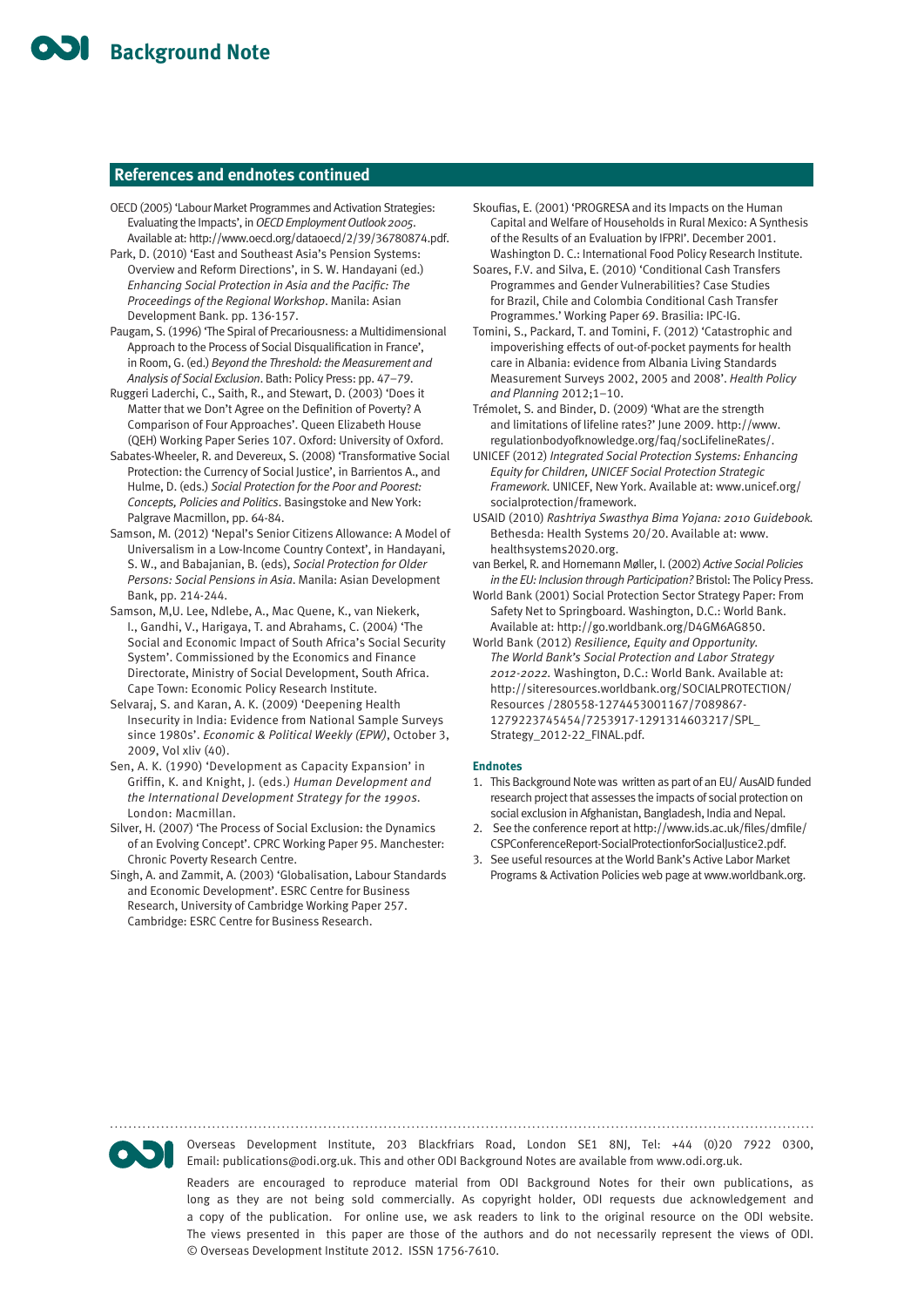## References and endnotes continued

OECD (2005) 'Labour Market Programmes and Activation Strategies: Evaluating the Impacts', in *OECD Employment Outlook 2005*. Available at: http://www.oecd.org/dataoecd/2/39/36780874.pdf.

Park, D. (2010) 'East and Southeast Asia's Pension Systems: Overview and Reform Directions', in S. W. Handayani (ed.) *Enhancing Social Protection in Asia and the Pacific: The Proceedings of the Regional Workshop*. Manila: Asian Development Bank. pp. 136-157.

Paugam, S. (1996) 'The Spiral of Precariousness: a Multidimensional Approach to the Process of Social Disqualification in France', in Room, G. (ed.) *Beyond the Threshold: the Measurement and Analysis of Social Exclusion*. Bath: Policy Press: pp. 47–79.

Ruggeri Laderchi, C., Saith, R., and Stewart, D. (2003) 'Does it Matter that we Don't Agree on the Definition of Poverty? A Comparison of Four Approaches'. Queen Elizabeth House (QEH) Working Paper Series 107. Oxford: University of Oxford.

Sabates-Wheeler, R. and Devereux, S. (2008) 'Transformative Social Protection: the Currency of Social Justice', in Barrientos A., and Hulme, D. (eds.) *Social Protection for the Poor and Poorest: Concepts, Policies and Politics*. Basingstoke and New York: Palgrave Macmillon, pp. 64-84.

Samson, M. (2012) 'Nepal's Senior Citizens Allowance: A Model of Universalism in a Low-Income Country Context', in Handayani, S. W., and Babajanian, B. (eds), *Social Protection for Older Persons: Social Pensions in Asia*. Manila: Asian Development Bank, pp. 214-244.

Samson, M,U. Lee, Ndlebe, A., Mac Quene, K., van Niekerk, I., Gandhi, V., Harigaya, T. and Abrahams, C. (2004) 'The Social and Economic Impact of South Africa's Social Security System'. Commissioned by the Economics and Finance Directorate, Ministry of Social Development, South Africa. Cape Town: Economic Policy Research Institute.

Selvaraj, S. and Karan, A. K. (2009) 'Deepening Health Insecurity in India: Evidence from National Sample Surveys since 1980s'. *Economic & Political Weekly (EPW)*, October 3, 2009, Vol xliv (40).

Sen, A. K. (1990) 'Development as Capacity Expansion' in Griffin, K. and Knight, J. (eds.) *Human Development and the International Development Strategy for the 1990s*. London: Macmillan.

Silver, H. (2007) 'The Process of Social Exclusion: the Dynamics of an Evolving Concept'. CPRC Working Paper 95. Manchester: Chronic Poverty Research Centre.

Singh, A. and Zammit, A. (2003) 'Globalisation, Labour Standards and Economic Development'. ESRC Centre for Business Research, University of Cambridge Working Paper 257. Cambridge: ESRC Centre for Business Research.

Skoufias, E. (2001) 'PROGRESA and its Impacts on the Human Capital and Welfare of Households in Rural Mexico: A Synthesis of the Results of an Evaluation by IFPRI'. December 2001. Washington D. C.: International Food Policy Research Institute.

Soares, F.V. and Silva, E. (2010) 'Conditional Cash Transfers Programmes and Gender Vulnerabilities? Case Studies for Brazil, Chile and Colombia Conditional Cash Transfer Programmes.' Working Paper 69. Brasilia: IPC-IG.

Tomini, S., Packard, T. and Tomini, F. (2012) 'Catastrophic and impoverishing effects of out-of-pocket payments for health care in Albania: evidence from Albania Living Standards Measurement Surveys 2002, 2005 and 2008'. *Health Policy and Planning* 2012;1–10.

Trémolet, S. and Binder, D. (2009) 'What are the strength and limitations of lifeline rates?' June 2009. http://www.regulationbodyofknowledge.org/faq/socLifelineRates/.

UNICEF (2012) *Integrated Social Protection Systems: Enhancing Equity for Children, UNICEF Social Protection Strategic Framework*. UNICEF, New York. Available at: www.unicef.org/socialprotection/framework.

USAID (2010) *Rashtriya Swasthya Bima Yojana: 2010 Guidebook.* Bethesda: Health Systems 20/20. Available at: www.healthsystems2020.org.

van Berkel, R. and Hornemann Møller, I. (2002) *Active Social Policies in the EU: Inclusion through Participation?* Bristol: The Policy Press.

World Bank (2001) Social Protection Sector Strategy Paper: From Safety Net to Springboard. Washington, D.C.: World Bank. Available at: http://go.worldbank.org/D4GM6AG850.

World Bank (2012) *Resilience, Equity and Opportunity. The World Bank's Social Protection and Labor Strategy 2012-2022.* Washington, D.C.: World Bank. Available at: http://siteresources.worldbank.org/SOCIALPROTECTION/Resources /280558-1274453001167/7089867-1279223745454/7253917-1291314603217/SPL_Strategy_2012-22_FINAL.pdf.

### Endnotes

1. This Background Note was written as part of an EU/ AusAID funded research project that assesses the impacts of social protection on social exclusion in Afghanistan, Bangladesh, India and Nepal.
2. See the conference report at http://www.ids.ac.uk/files/dmfile/CSPConferenceReport-SocialProtectionforSocialJustice2.pdf.
3. See useful resources at the World Bank's Active Labor Market Programs & Activation Policies web page at www.worldbank.org.

Overseas Development Institute, 203 Blackfriars Road, London SE1 8NJ, Tel: +44 (0)20 7922 0300, Email: publications@odi.org.uk. This and other ODI Background Notes are available from www.odi.org.uk.

Readers are encouraged to reproduce material from ODI Background Notes for their own publications, as long as they are not being sold commercially. As copyright holder, ODI requests due acknowledgement and a copy of the publication. For online use, we ask readers to link to the original resource on the ODI website. The views presented in this paper are those of the authors and do not necessarily represent the views of ODI. © Overseas Development Institute 2012. ISSN 1756-7610.